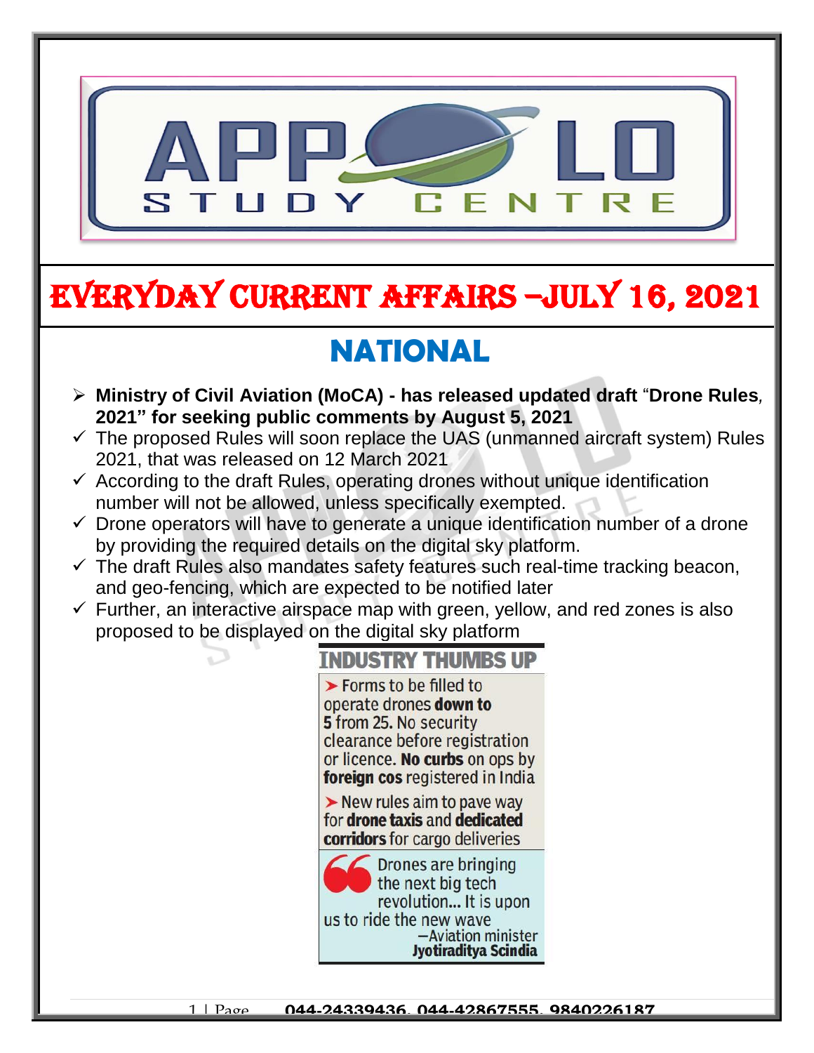# EVERYDAY CURRENT AFFAIRS –JULY 16, 2021

## NATIONAL

- **Ministry of Civil Aviation (MoCA) - has released updated draft "Drone Rules, 2021" for seeking public comments by August 5, 2021**
  - ✓ The proposed Rules will soon replace the UAS (unmanned aircraft system) Rules 2021, that was released on 12 March 2021
  - ✓ According to the draft Rules, operating drones without unique identification number will not be allowed, unless specifically exempted.
  - ✓ Drone operators will have to generate a unique identification number of a drone by providing the required details on the digital sky platform.
  - ✓ The draft Rules also mandates safety features such real-time tracking beacon, and geo-fencing, which are expected to be notified later
  - ✓ Further, an interactive airspace map with green, yellow, and red zones is also proposed to be displayed on the digital sky platform

**INDUSTRY THUMBS UP**

- Forms to be filled to operate drones **down to 5** from 25. No security clearance before registration or licence. **No curbs** on ops by **foreign cos** registered in India
- New rules aim to pave way for **drone taxis** and **dedicated corridors** for cargo deliveries

"Drones are bringing the next big tech revolution... It is upon us to ride the new wave"
—Aviation minister **Jyotiraditya Scindia**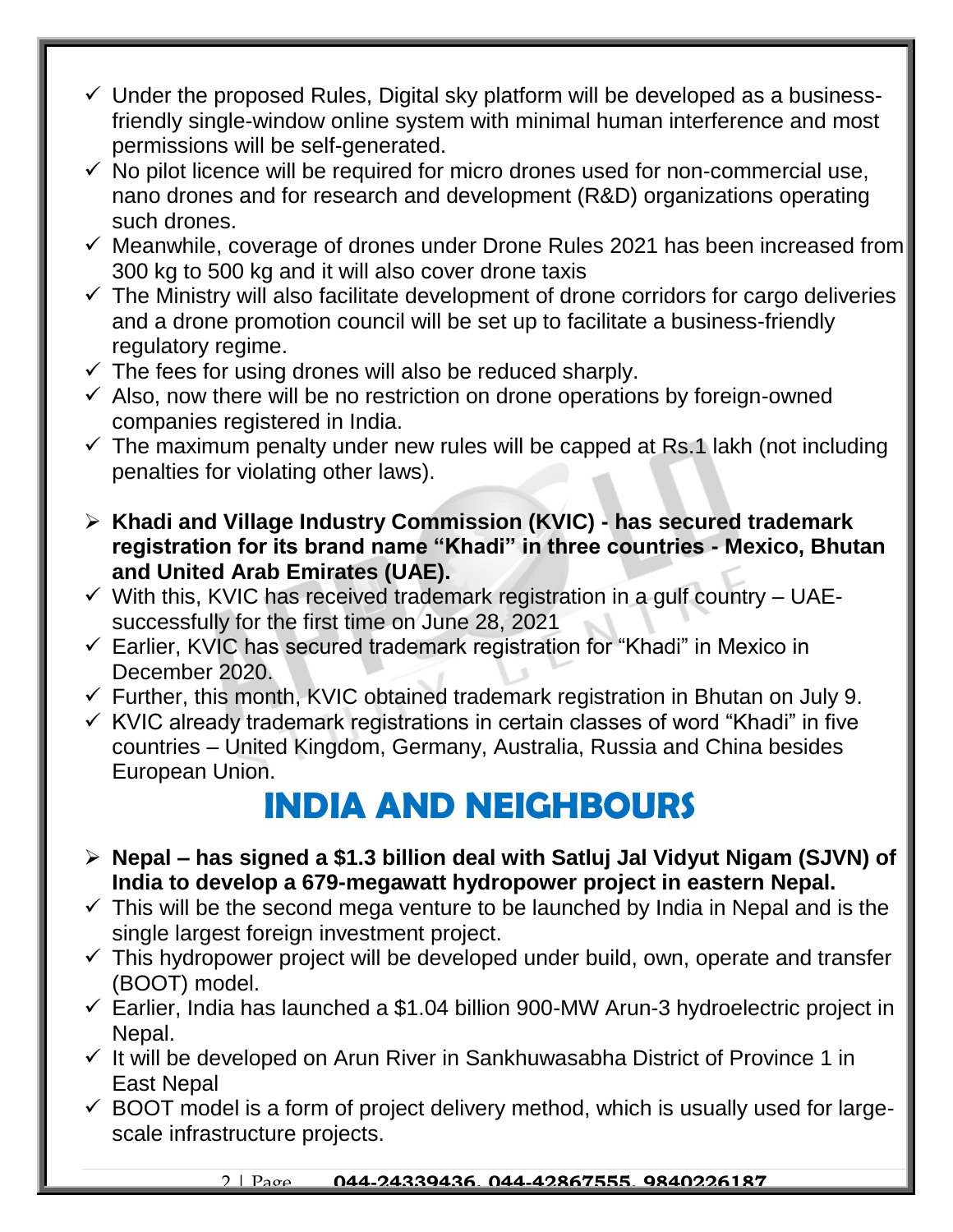- ✓ Under the proposed Rules, Digital sky platform will be developed as a business-friendly single-window online system with minimal human interference and most permissions will be self-generated.
- ✓ No pilot licence will be required for micro drones used for non-commercial use, nano drones and for research and development (R&D) organizations operating such drones.
- ✓ Meanwhile, coverage of drones under Drone Rules 2021 has been increased from 300 kg to 500 kg and it will also cover drone taxis
- ✓ The Ministry will also facilitate development of drone corridors for cargo deliveries and a drone promotion council will be set up to facilitate a business-friendly regulatory regime.
- ✓ The fees for using drones will also be reduced sharply.
- ✓ Also, now there will be no restriction on drone operations by foreign-owned companies registered in India.
- ✓ The maximum penalty under new rules will be capped at Rs.1 lakh (not including penalties for violating other laws).

- ➢ **Khadi and Village Industry Commission (KVIC) - has secured trademark registration for its brand name "Khadi" in three countries - Mexico, Bhutan and United Arab Emirates (UAE).**
- ✓ With this, KVIC has received trademark registration in a gulf country – UAE-successfully for the first time on June 28, 2021
- ✓ Earlier, KVIC has secured trademark registration for "Khadi" in Mexico in December 2020.
- ✓ Further, this month, KVIC obtained trademark registration in Bhutan on July 9.
- ✓ KVIC already trademark registrations in certain classes of word "Khadi" in five countries – United Kingdom, Germany, Australia, Russia and China besides European Union.

# INDIA AND NEIGHBOURS

- ➢ **Nepal – has signed a $1.3 billion deal with Satluj Jal Vidyut Nigam (SJVN) of India to develop a 679-megawatt hydropower project in eastern Nepal.**
- ✓ This will be the second mega venture to be launched by India in Nepal and is the single largest foreign investment project.
- ✓ This hydropower project will be developed under build, own, operate and transfer (BOOT) model.
- ✓ Earlier, India has launched a $1.04 billion 900-MW Arun-3 hydroelectric project in Nepal.
- ✓ It will be developed on Arun River in Sankhuwasabha District of Province 1 in East Nepal
- ✓ BOOT model is a form of project delivery method, which is usually used for large-scale infrastructure projects.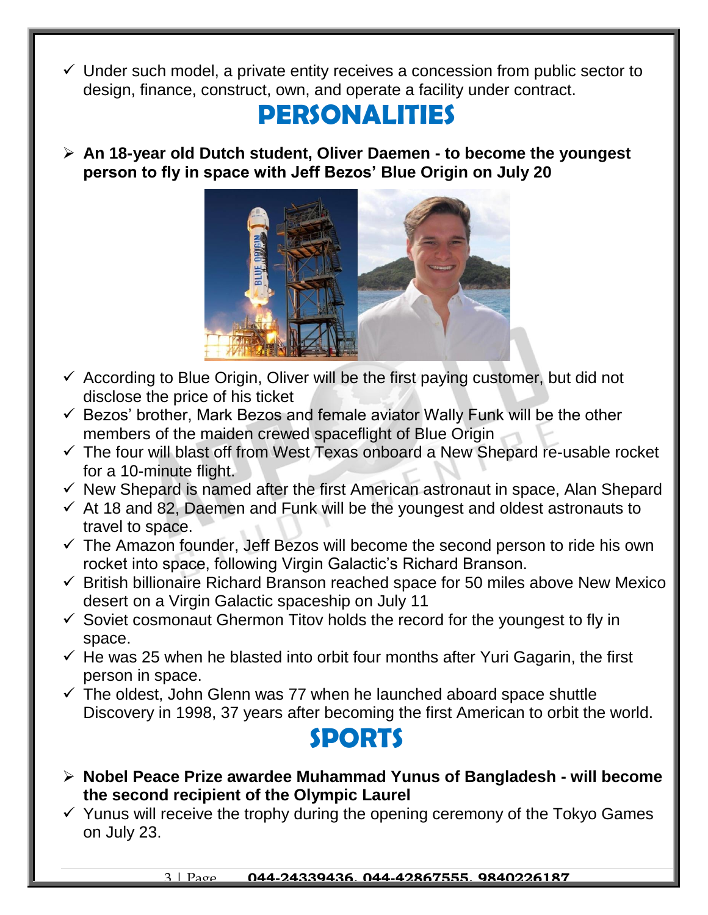- Under such model, a private entity receives a concession from public sector to design, finance, construct, own, and operate a facility under contract.

# PERSONALITIES

- **An 18-year old Dutch student, Oliver Daemen - to become the youngest person to fly in space with Jeff Bezos' Blue Origin on July 20**

- According to Blue Origin, Oliver will be the first paying customer, but did not disclose the price of his ticket
- Bezos' brother, Mark Bezos and female aviator Wally Funk will be the other members of the maiden crewed spaceflight of Blue Origin
- The four will blast off from West Texas onboard a New Shepard re-usable rocket for a 10-minute flight.
- New Shepard is named after the first American astronaut in space, Alan Shepard
- At 18 and 82, Daemen and Funk will be the youngest and oldest astronauts to travel to space.
- The Amazon founder, Jeff Bezos will become the second person to ride his own rocket into space, following Virgin Galactic's Richard Branson.
- British billionaire Richard Branson reached space for 50 miles above New Mexico desert on a Virgin Galactic spaceship on July 11
- Soviet cosmonaut Ghermon Titov holds the record for the youngest to fly in space.
- He was 25 when he blasted into orbit four months after Yuri Gagarin, the first person in space.
- The oldest, John Glenn was 77 when he launched aboard space shuttle Discovery in 1998, 37 years after becoming the first American to orbit the world.

# SPORTS

- **Nobel Peace Prize awardee Muhammad Yunus of Bangladesh - will become the second recipient of the Olympic Laurel**
- Yunus will receive the trophy during the opening ceremony of the Tokyo Games on July 23.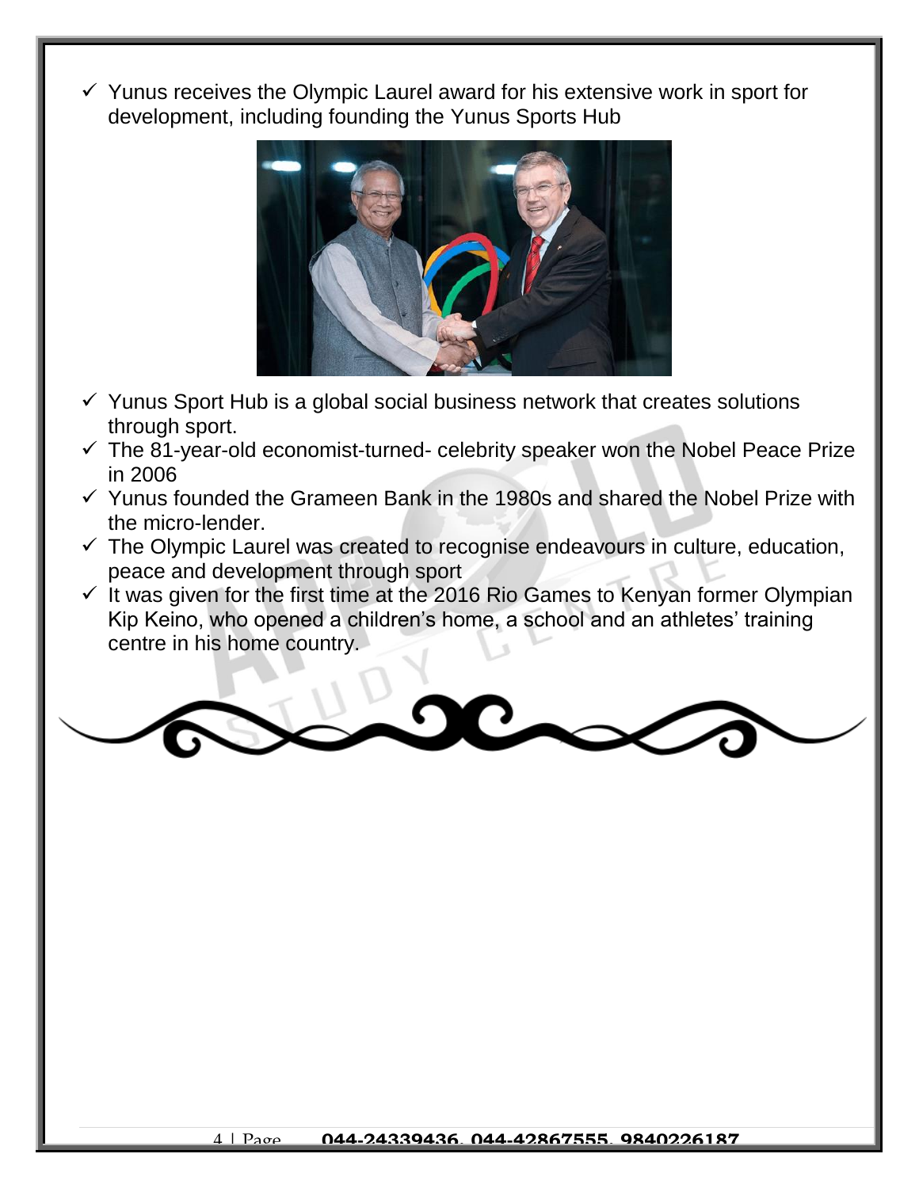- ✓ Yunus receives the Olympic Laurel award for his extensive work in sport for development, including founding the Yunus Sports Hub
- ✓ Yunus Sport Hub is a global social business network that creates solutions through sport.
- ✓ The 81-year-old economist-turned- celebrity speaker won the Nobel Peace Prize in 2006
- ✓ Yunus founded the Grameen Bank in the 1980s and shared the Nobel Prize with the micro-lender.
- ✓ The Olympic Laurel was created to recognise endeavours in culture, education, peace and development through sport
- ✓ It was given for the first time at the 2016 Rio Games to Kenyan former Olympian Kip Keino, who opened a children's home, a school and an athletes' training centre in his home country.